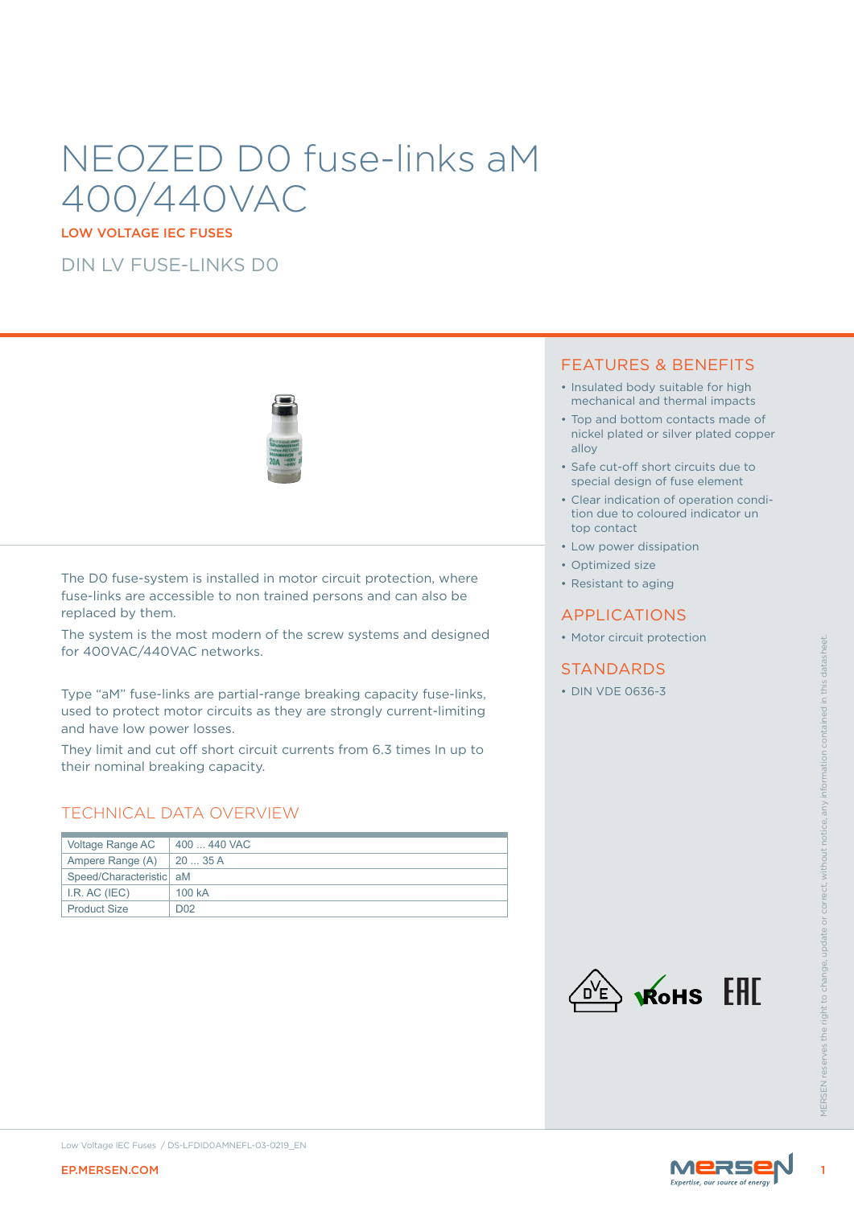# NEOZED D0 fuse-links aM 400/440VAC

LOW VOLTAGE IEC FUSES

DIN LV FUSE-LINKS D0

The D0 fuse-system is installed in motor circuit protection, where fuse-links are accessible to non trained persons and can also be replaced by them.

The system is the most modern of the screw systems and designed for 400VAC/440VAC networks.

Type “aM” fuse-links are partial-range breaking capacity fuse-links, used to protect motor circuits as they are strongly current-limiting and have low power losses.

They limit and cut off short circuit currents from 6.3 times In up to their nominal breaking capacity.

## TECHNICAL DATA OVERVIEW

| | |
|---|---|
| Voltage Range AC | 400 ... 440 VAC |
| Ampere Range (A) | 20 ... 35 A |
| Speed/Characteristic | aM |
| I.R. AC (IEC) | 100 kA |
| Product Size | D02 |

## FEATURES & BENEFITS

- Insulated body suitable for high mechanical and thermal impacts
- Top and bottom contacts made of nickel plated or silver plated copper alloy
- Safe cut-off short circuits due to special design of fuse element
- Clear indication of operation condition due to coloured indicator un top contact
- Low power dissipation
- Optimized size
- Resistant to aging

## APPLICATIONS

- Motor circuit protection

## STANDARDS

- DIN VDE 0636-3

MERSEN reserves the right to change, update or correct, without notice, any information contained in this datasheet.

Low Voltage IEC Fuses / DS-LFDIDOAMNEFL-03-0219_EN

EP.MERSEN.COM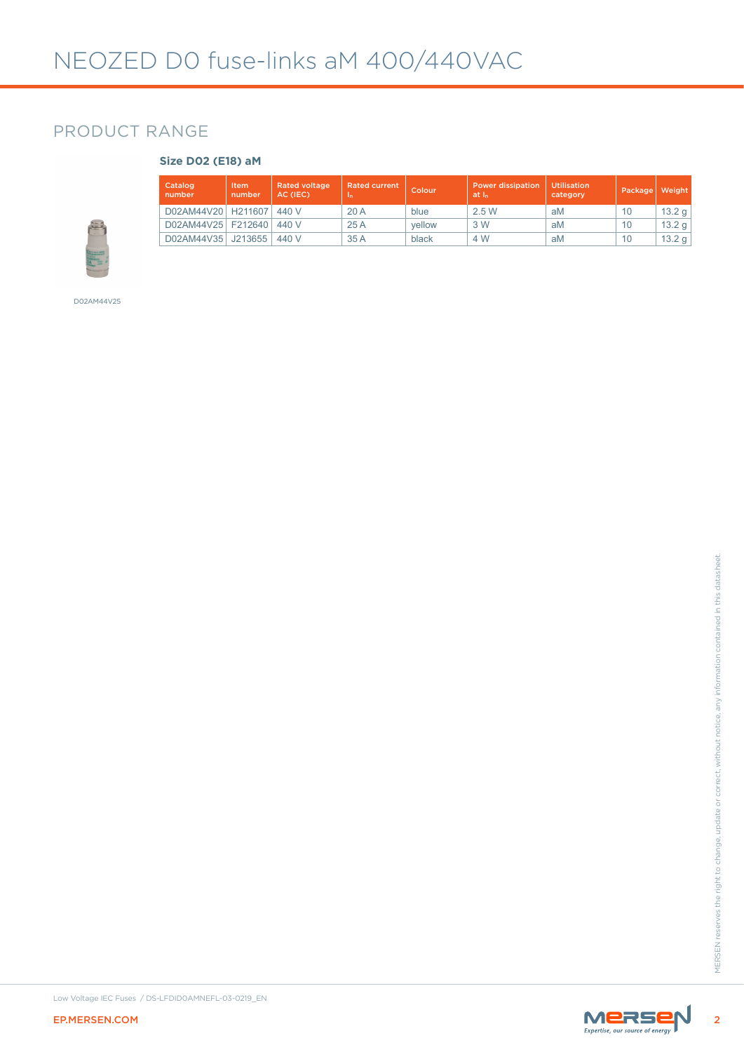# NEOZED D0 fuse-links aM 400/440VAC

## PRODUCT RANGE

### Size D02 (E18) aM

| Catalog number | Item number | Rated voltage AC (IEC) | Rated current $I_n$ | Colour | Power dissipation at $I_n$ | Utilisation category | Package | Weight |
|---|---|---|---|---|---|---|---|---|
| D02AM44V20 | H211607 | 440 V | 20 A | blue | 2.5 W | aM | 10 | 13.2 g |
| D02AM44V25 | F212640 | 440 V | 25 A | yellow | 3 W | aM | 10 | 13.2 g |
| D02AM44V35 | J213655 | 440 V | 35 A | black | 4 W | aM | 10 | 13.2 g |

D02AM44V25

MERSEN reserves the right to change, update or correct, without notice, any information contained in this datasheet.

Low Voltage IEC Fuses / DS-LFDID0AMNEFL-03-0219_EN

EP.MERSEN.COM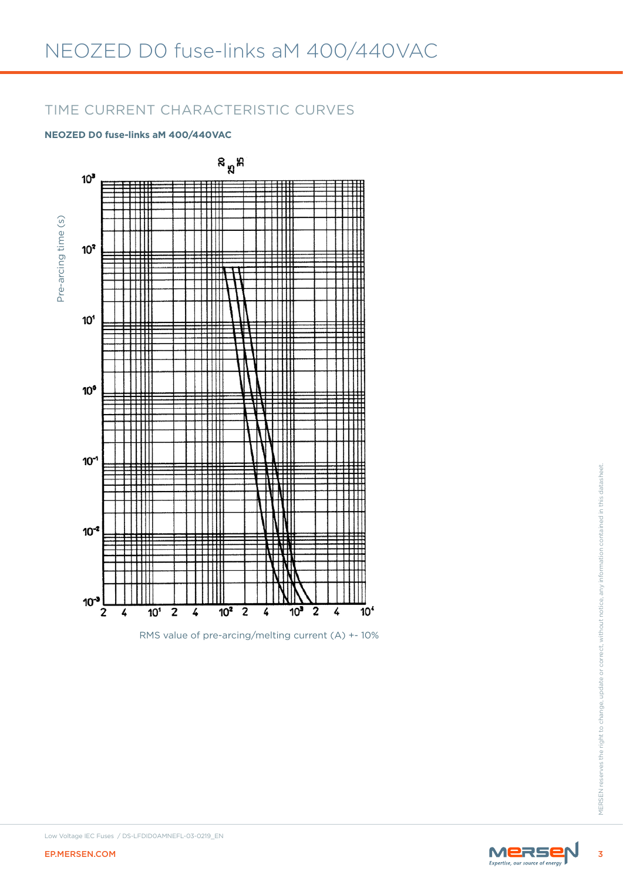# NEOZED D0 fuse-links aM 400/440VAC

## TIME CURRENT CHARACTERISTIC CURVES

**NEOZED D0 fuse-links aM 400/440VAC**

Pre-arcing time (s)

RMS value of pre-arcing/melting current (A) +- 10%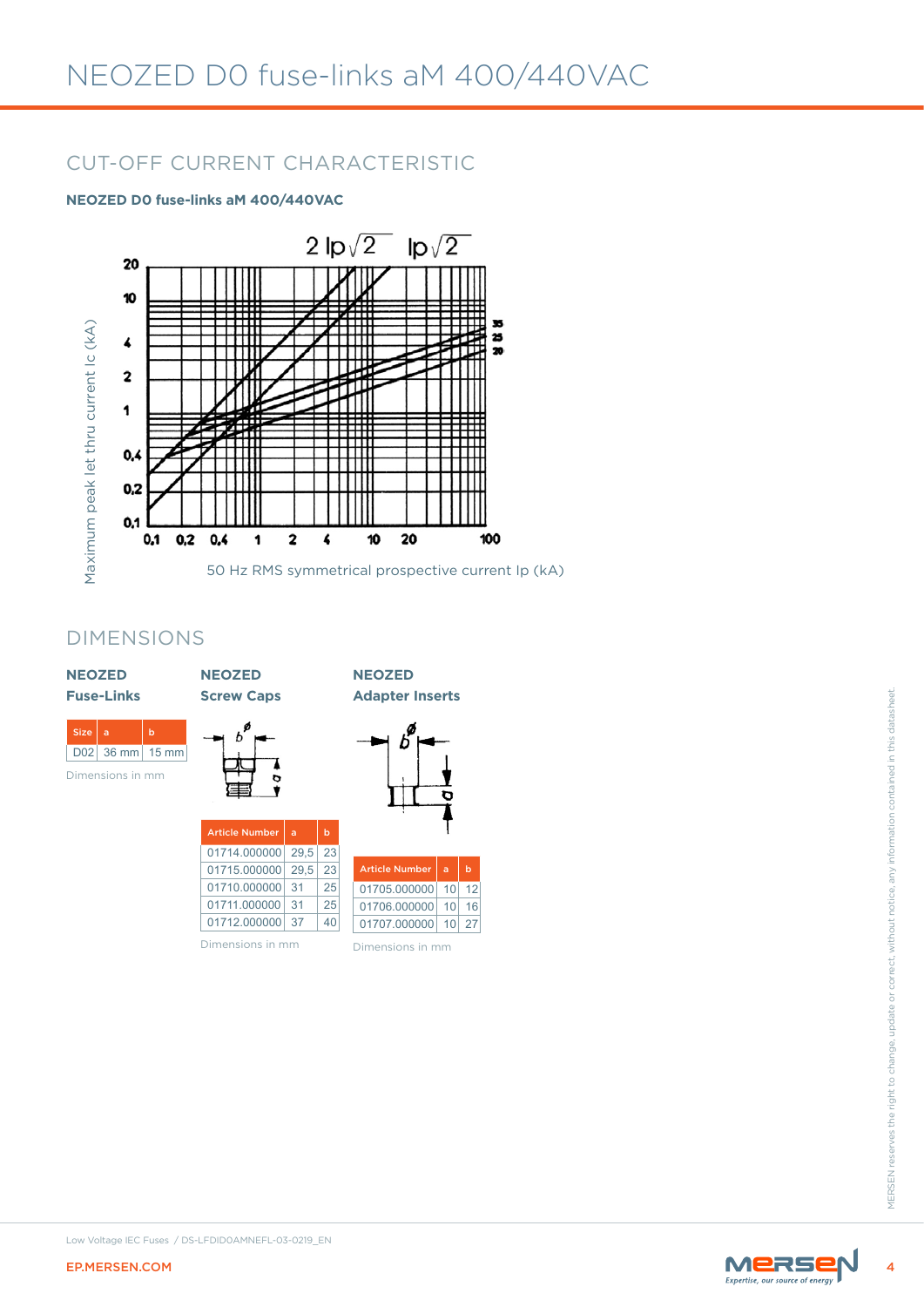# NEOZED D0 fuse-links aM 400/440VAC

## CUT-OFF CURRENT CHARACTERISTIC

**NEOZED D0 fuse-links aM 400/440VAC**

Maximum peak let thru current Ic (kA)

50 Hz RMS symmetrical prospective current Ip (kA)

## DIMENSIONS

### NEOZED Fuse-Links

| Size | a | b |
| --- | --- | --- |
| D02 | 36 mm | 15 mm |

Dimensions in mm

### NEOZED Screw Caps

| Article Number | a | b |
| --- | --- | --- |
| 01714.000000 | 29,5 | 23 |
| 01715.000000 | 29,5 | 23 |
| 01710.000000 | 31 | 25 |
| 01711.000000 | 31 | 25 |
| 01712.000000 | 37 | 40 |

Dimensions in mm

### NEOZED Adapter Inserts

| Article Number | a | b |
| --- | --- | --- |
| 01705.000000 | 10 | 12 |
| 01706.000000 | 10 | 16 |
| 01707.000000 | 10 | 27 |

Dimensions in mm

MERSEN reserves the right to change, update or correct, without notice, any information contained in this datasheet.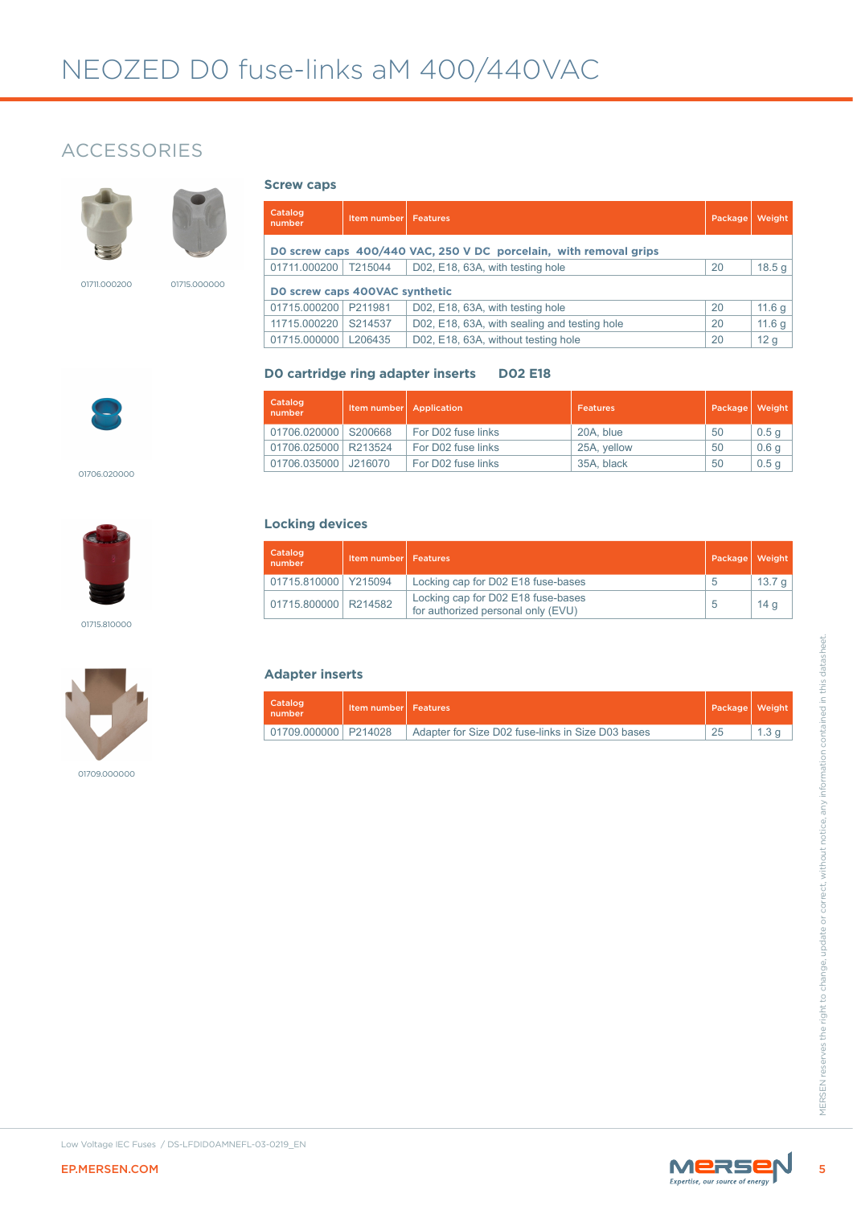# NEOZED D0 fuse-links aM 400/440VAC

## ACCESSORIES

01711.000200

01715.000000

### Screw caps

| Catalog number | Item number | Features | Package | Weight |
|---|---|---|---|---|
| **D0 screw caps 400/440 VAC, 250 V DC porcelain, with removal grips** | | | | |
| 01711.000200 | T215044 | D02, E18, 63A, with testing hole | 20 | 18.5 g |
| **D0 screw caps 400VAC synthetic** | | | | |
| 01715.000200 | P211981 | D02, E18, 63A, with testing hole | 20 | 11.6 g |
| 11715.000220 | S214537 | D02, E18, 63A, with sealing and testing hole | 20 | 11.6 g |
| 01715.000000 | L206435 | D02, E18, 63A, without testing hole | 20 | 12 g |

01706.020000

### D0 cartridge ring adapter inserts D02 E18

| Catalog number | Item number | Application | Features | Package | Weight |
|---|---|---|---|---|---|
| 01706.020000 | S200668 | For D02 fuse links | 20A, blue | 50 | 0.5 g |
| 01706.025000 | R213524 | For D02 fuse links | 25A, yellow | 50 | 0.6 g |
| 01706.035000 | J216070 | For D02 fuse links | 35A, black | 50 | 0.5 g |

01715.810000

### Locking devices

| Catalog number | Item number | Features | Package | Weight |
|---|---|---|---|---|
| 01715.810000 | Y215094 | Locking cap for D02 E18 fuse-bases | 5 | 13.7 g |
| 01715.800000 | R214582 | Locking cap for D02 E18 fuse-bases for authorized personal only (EVU) | 5 | 14 g |

01709.000000

### Adapter inserts

| Catalog number | Item number | Features | Package | Weight |
|---|---|---|---|---|
| 01709.000000 | P214028 | Adapter for Size D02 fuse-links in Size D03 bases | 25 | 1.3 g |

MERSEN reserves the right to change, update or correct, without notice, any information contained in this datasheet.

Low Voltage IEC Fuses / DS-LFDID0AMNEFL-03-0219_EN

EP.MERSEN.COM